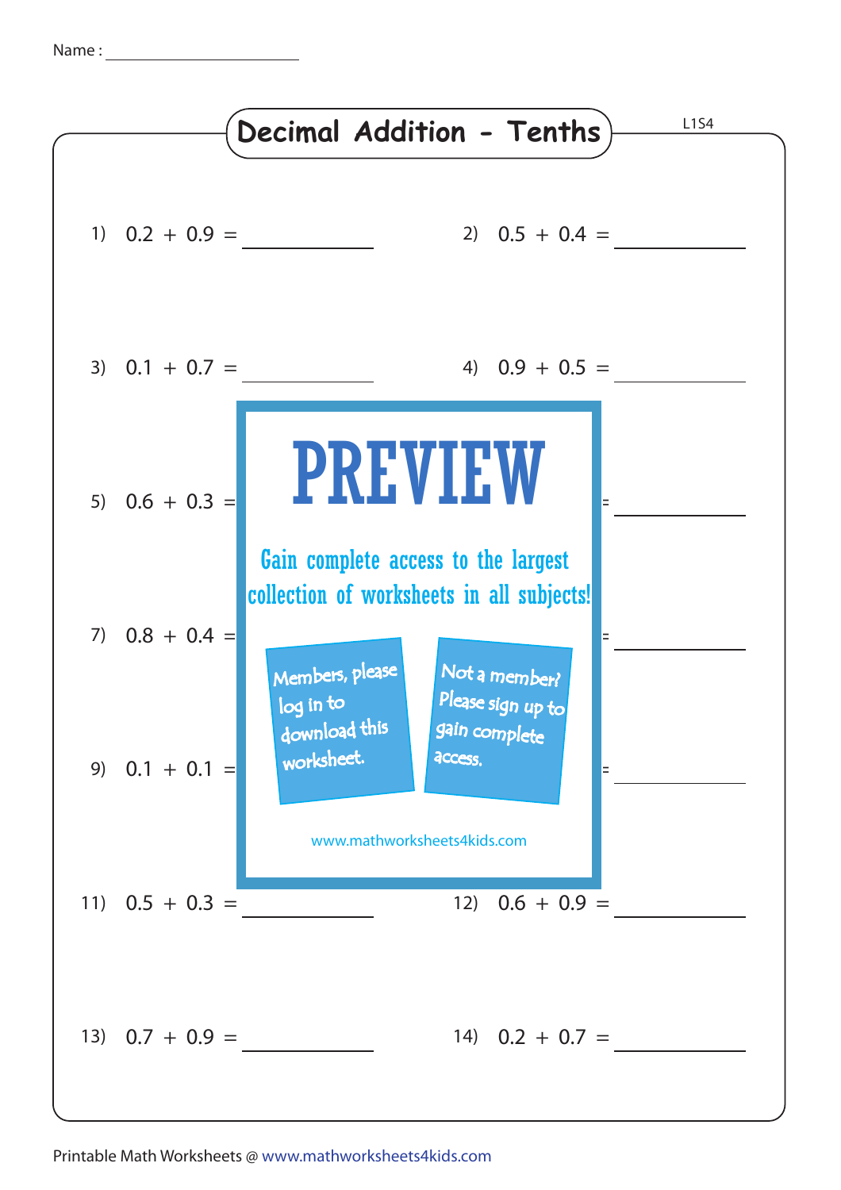Name : ____________________

# Decimal Addition - Tenths

L1S4

1) $0.2 + 0.9 =$ __________

2) $0.5 + 0.4 =$ __________

3) $0.1 + 0.7 =$ __________

4) $0.9 + 0.5 =$ __________

5) $0.6 + 0.3 =$

PREVIEW

Gain complete access to the largest collection of worksheets in all subjects!

Members, please log in to download this worksheet.

Not a member? Please sign up to gain complete access.

www.mathworksheets4kids.com

7) $0.8 + 0.4 =$

9) $0.1 + 0.1 =$

11) $0.5 + 0.3 =$ __________

12) $0.6 + 0.9 =$ __________

13) $0.7 + 0.9 =$ __________

14) $0.2 + 0.7 =$ __________

Printable Math Worksheets @ www.mathworksheets4kids.com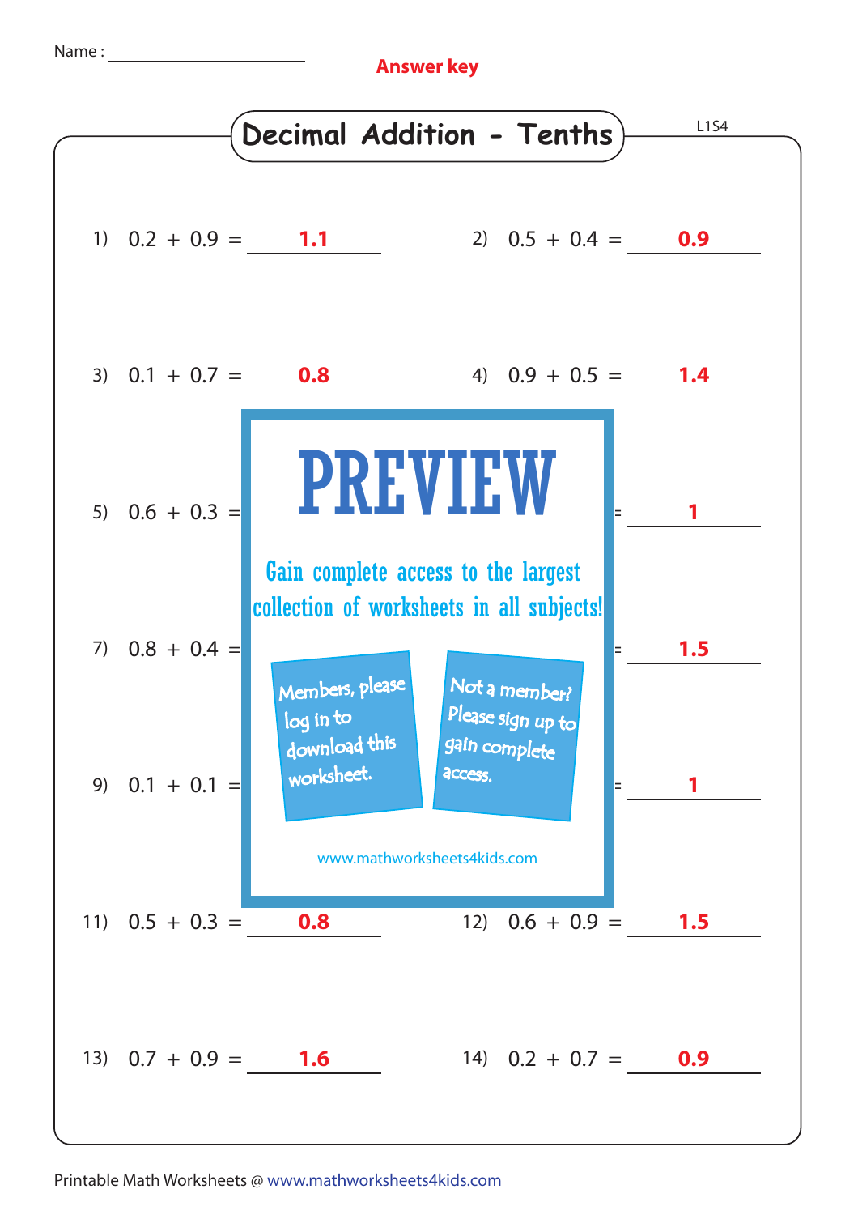Name : ____________________

**Answer key**

# Decimal Addition - Tenths

L1S4

1) $0.2 + 0.9 =$ **1.1**

2) $0.5 + 0.4 =$ **0.9**

3) $0.1 + 0.7 =$ **0.8**

4) $0.9 + 0.5 =$ **1.4**

5) $0.6 + 0.3 =$

**1**

PREVIEW

Gain complete access to the largest collection of worksheets in all subjects!

7) $0.8 + 0.4 =$

**1.5**

Members, please log in to download this worksheet.

Not a member? Please sign up to gain complete access.

9) $0.1 + 0.1 =$

**1**

www.mathworksheets4kids.com

11) $0.5 + 0.3 =$ **0.8**

12) $0.6 + 0.9 =$ **1.5**

13) $0.7 + 0.9 =$ **1.6**

14) $0.2 + 0.7 =$ **0.9**

Printable Math Worksheets @ www.mathworksheets4kids.com